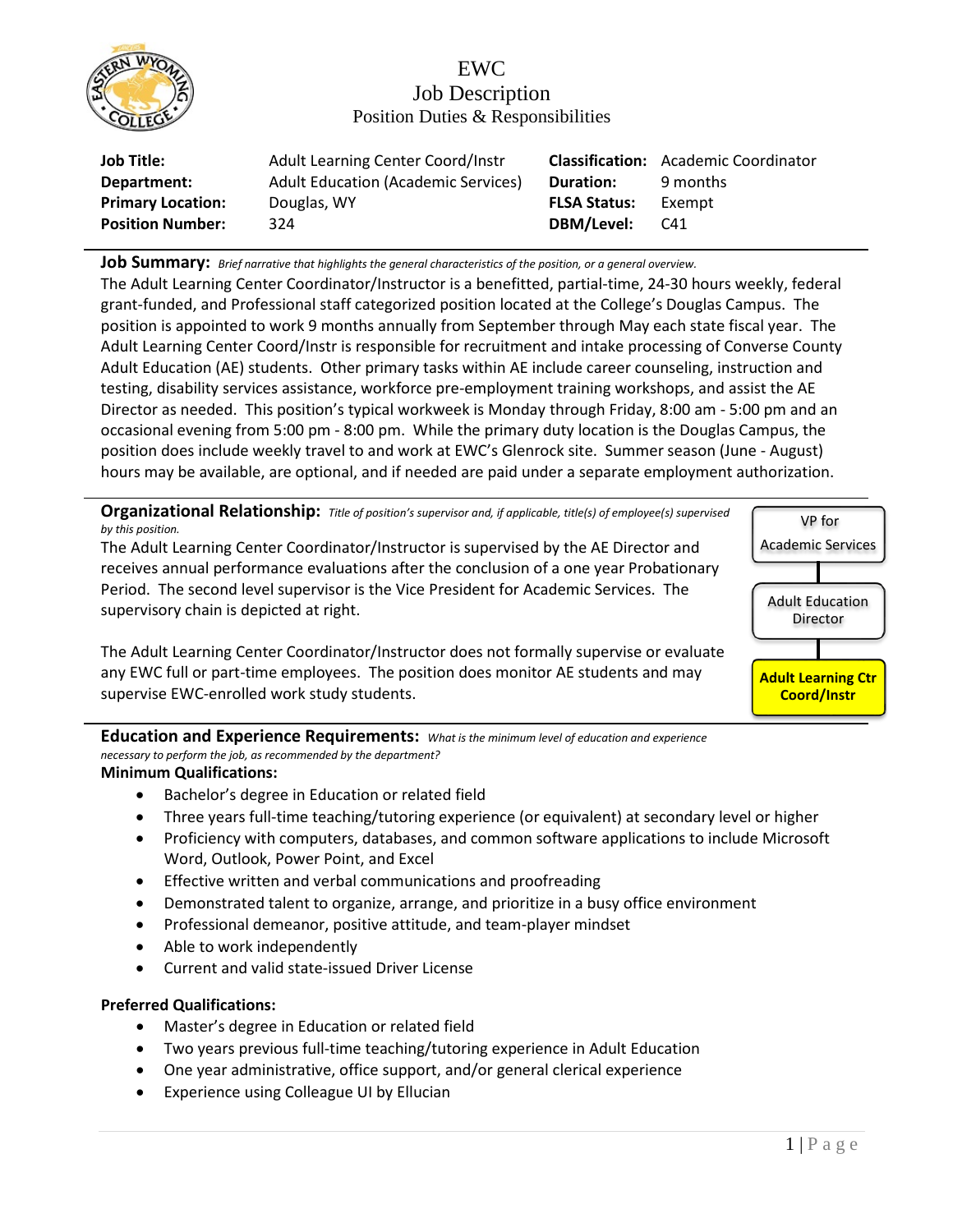# EWC
## Job Description
### Position Duties & Responsibilities

| **Job Title:** | Adult Learning Center Coord/Instr | **Classification:** | Academic Coordinator |
|---|---|---|---|
| **Department:** | Adult Education (Academic Services) | **Duration:** | 9 months |
| **Primary Location:** | Douglas, WY | **FLSA Status:** | Exempt |
| **Position Number:** | 324 | **DBM/Level:** | C41 |

**Job Summary:** *Brief narrative that highlights the general characteristics of the position, or a general overview.*

The Adult Learning Center Coordinator/Instructor is a benefitted, partial-time, 24-30 hours weekly, federal grant-funded, and Professional staff categorized position located at the College's Douglas Campus. The position is appointed to work 9 months annually from September through May each state fiscal year. The Adult Learning Center Coord/Instr is responsible for recruitment and intake processing of Converse County Adult Education (AE) students. Other primary tasks within AE include career counseling, instruction and testing, disability services assistance, workforce pre-employment training workshops, and assist the AE Director as needed. This position's typical workweek is Monday through Friday, 8:00 am - 5:00 pm and an occasional evening from 5:00 pm - 8:00 pm. While the primary duty location is the Douglas Campus, the position does include weekly travel to and work at EWC's Glenrock site. Summer season (June - August) hours may be available, are optional, and if needed are paid under a separate employment authorization.

**Organizational Relationship:** *Title of position's supervisor and, if applicable, title(s) of employee(s) supervised by this position.*

The Adult Learning Center Coordinator/Instructor is supervised by the AE Director and receives annual performance evaluations after the conclusion of a one year Probationary Period. The second level supervisor is the Vice President for Academic Services. The supervisory chain is depicted at right.

VP for Academic Services → Adult Education Director → **Adult Learning Ctr Coord/Instr**

The Adult Learning Center Coordinator/Instructor does not formally supervise or evaluate any EWC full or part-time employees. The position does monitor AE students and may supervise EWC-enrolled work study students.

**Education and Experience Requirements:** *What is the minimum level of education and experience necessary to perform the job, as recommended by the department?*

**Minimum Qualifications:**

- Bachelor's degree in Education or related field
- Three years full-time teaching/tutoring experience (or equivalent) at secondary level or higher
- Proficiency with computers, databases, and common software applications to include Microsoft Word, Outlook, Power Point, and Excel
- Effective written and verbal communications and proofreading
- Demonstrated talent to organize, arrange, and prioritize in a busy office environment
- Professional demeanor, positive attitude, and team-player mindset
- Able to work independently
- Current and valid state-issued Driver License

**Preferred Qualifications:**

- Master's degree in Education or related field
- Two years previous full-time teaching/tutoring experience in Adult Education
- One year administrative, office support, and/or general clerical experience
- Experience using Colleague UI by Ellucian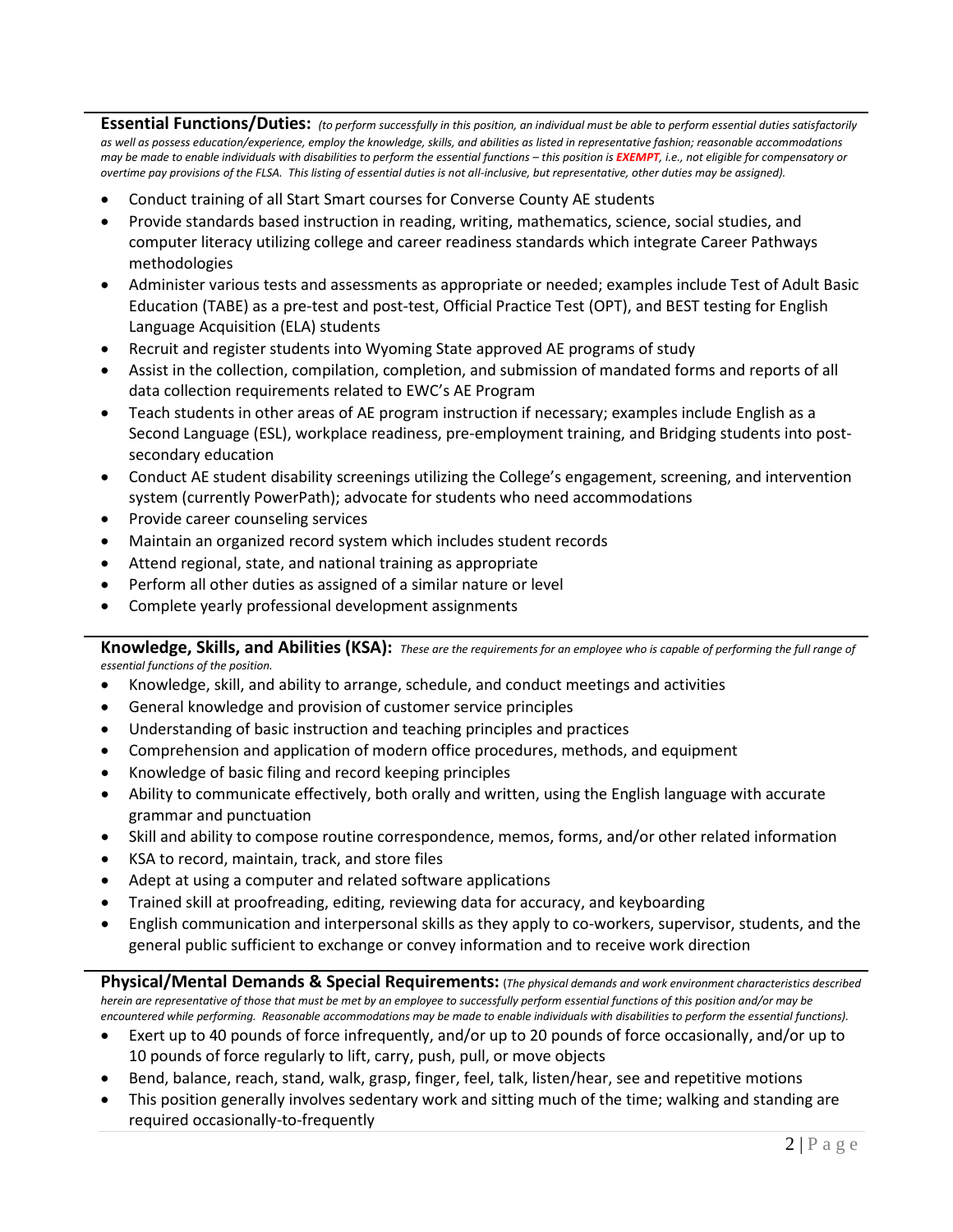**Essential Functions/Duties:** *(to perform successfully in this position, an individual must be able to perform essential duties satisfactorily as well as possess education/experience, employ the knowledge, skills, and abilities as listed in representative fashion; reasonable accommodations may be made to enable individuals with disabilities to perform the essential functions – this position is **EXEMPT**, i.e., not eligible for compensatory or overtime pay provisions of the FLSA. This listing of essential duties is not all-inclusive, but representative, other duties may be assigned).*

- Conduct training of all Start Smart courses for Converse County AE students
- Provide standards based instruction in reading, writing, mathematics, science, social studies, and computer literacy utilizing college and career readiness standards which integrate Career Pathways methodologies
- Administer various tests and assessments as appropriate or needed; examples include Test of Adult Basic Education (TABE) as a pre-test and post-test, Official Practice Test (OPT), and BEST testing for English Language Acquisition (ELA) students
- Recruit and register students into Wyoming State approved AE programs of study
- Assist in the collection, compilation, completion, and submission of mandated forms and reports of all data collection requirements related to EWC's AE Program
- Teach students in other areas of AE program instruction if necessary; examples include English as a Second Language (ESL), workplace readiness, pre-employment training, and Bridging students into post-secondary education
- Conduct AE student disability screenings utilizing the College's engagement, screening, and intervention system (currently PowerPath); advocate for students who need accommodations
- Provide career counseling services
- Maintain an organized record system which includes student records
- Attend regional, state, and national training as appropriate
- Perform all other duties as assigned of a similar nature or level
- Complete yearly professional development assignments

**Knowledge, Skills, and Abilities (KSA):** *These are the requirements for an employee who is capable of performing the full range of essential functions of the position.*

- Knowledge, skill, and ability to arrange, schedule, and conduct meetings and activities
- General knowledge and provision of customer service principles
- Understanding of basic instruction and teaching principles and practices
- Comprehension and application of modern office procedures, methods, and equipment
- Knowledge of basic filing and record keeping principles
- Ability to communicate effectively, both orally and written, using the English language with accurate grammar and punctuation
- Skill and ability to compose routine correspondence, memos, forms, and/or other related information
- KSA to record, maintain, track, and store files
- Adept at using a computer and related software applications
- Trained skill at proofreading, editing, reviewing data for accuracy, and keyboarding
- English communication and interpersonal skills as they apply to co-workers, supervisor, students, and the general public sufficient to exchange or convey information and to receive work direction

**Physical/Mental Demands & Special Requirements:** (*The physical demands and work environment characteristics described herein are representative of those that must be met by an employee to successfully perform essential functions of this position and/or may be encountered while performing. Reasonable accommodations may be made to enable individuals with disabilities to perform the essential functions).*

- Exert up to 40 pounds of force infrequently, and/or up to 20 pounds of force occasionally, and/or up to 10 pounds of force regularly to lift, carry, push, pull, or move objects
- Bend, balance, reach, stand, walk, grasp, finger, feel, talk, listen/hear, see and repetitive motions
- This position generally involves sedentary work and sitting much of the time; walking and standing are required occasionally-to-frequently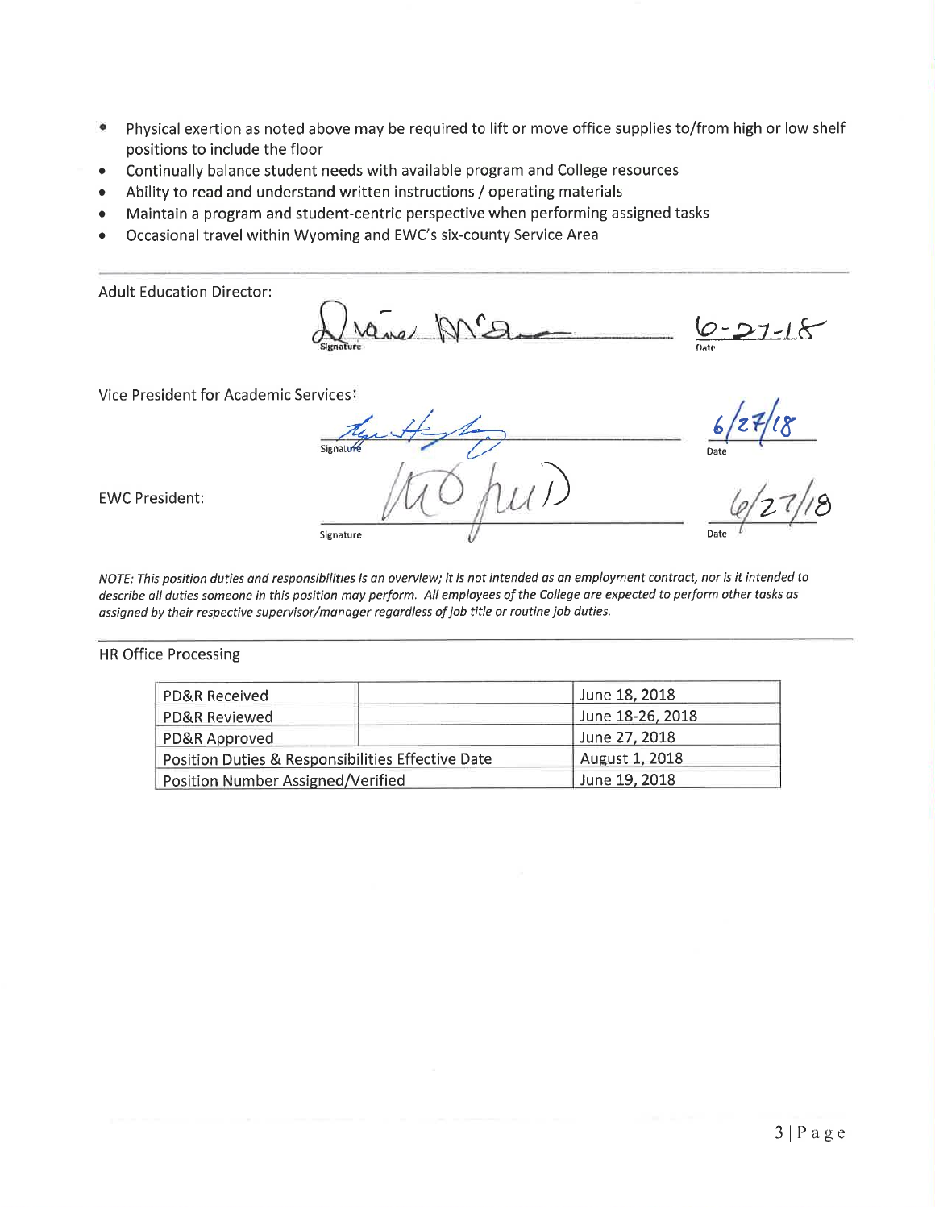- Physical exertion as noted above may be required to lift or move office supplies to/from high or low shelf positions to include the floor
- Continually balance student needs with available program and College resources
- Ability to read and understand written instructions / operating materials
- Maintain a program and student-centric perspective when performing assigned tasks
- Occasional travel within Wyoming and EWC's six-county Service Area

---

Adult Education Director:

Signature: [signature] Date: 6-27-18

Vice President for Academic Services:

Signature: [signature] Date: 6/27/18

EWC President:

Signature: [signature] Date: 6/27/18

*NOTE: This position duties and responsibilities is an overview; it is not intended as an employment contract, nor is it intended to describe all duties someone in this position may perform. All employees of the College are expected to perform other tasks as assigned by their respective supervisor/manager regardless of job title or routine job duties.*

---

HR Office Processing

| | | |
|---|---|---|
| PD&R Received | | June 18, 2018 |
| PD&R Reviewed | | June 18-26, 2018 |
| PD&R Approved | | June 27, 2018 |
| Position Duties & Responsibilities Effective Date | | August 1, 2018 |
| Position Number Assigned/Verified | | June 19, 2018 |